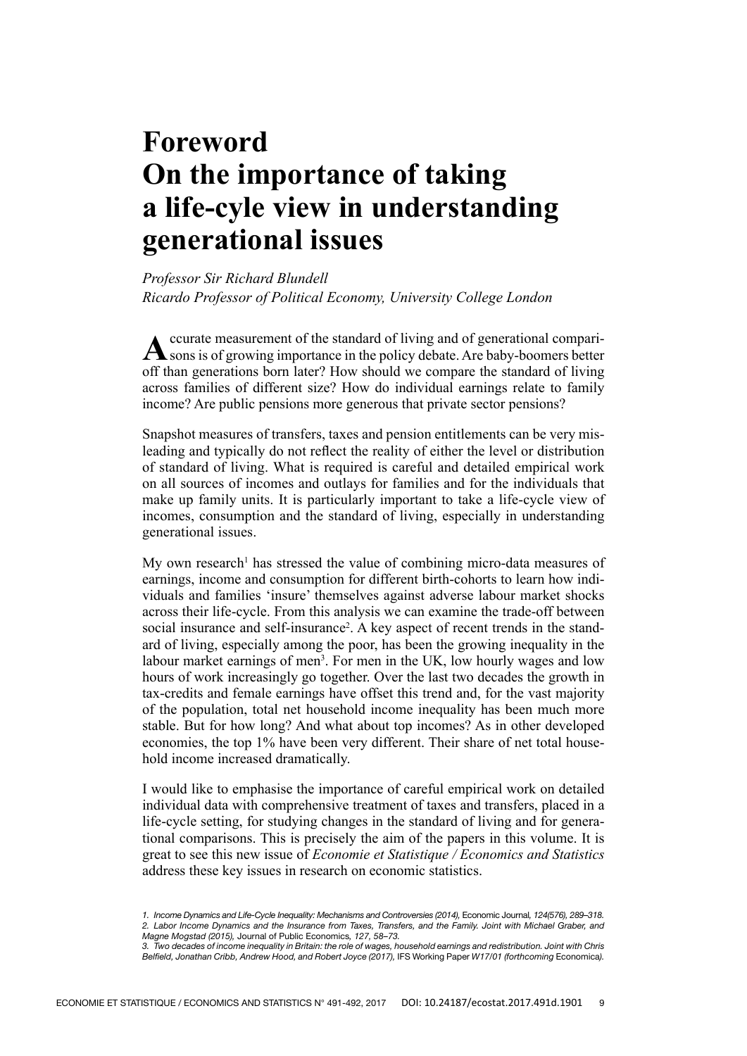# Foreword
# On the importance of taking a life-cyle view in understanding generational issues

*Professor Sir Richard Blundell*
*Ricardo Professor of Political Economy, University College London*

Accurate measurement of the standard of living and of generational comparisons is of growing importance in the policy debate. Are baby-boomers better off than generations born later? How should we compare the standard of living across families of different size? How do individual earnings relate to family income? Are public pensions more generous that private sector pensions?

Snapshot measures of transfers, taxes and pension entitlements can be very misleading and typically do not reflect the reality of either the level or distribution of standard of living. What is required is careful and detailed empirical work on all sources of incomes and outlays for families and for the individuals that make up family units. It is particularly important to take a life-cycle view of incomes, consumption and the standard of living, especially in understanding generational issues.

My own research[1] has stressed the value of combining micro-data measures of earnings, income and consumption for different birth-cohorts to learn how individuals and families 'insure' themselves against adverse labour market shocks across their life-cycle. From this analysis we can examine the trade-off between social insurance and self-insurance[2]. A key aspect of recent trends in the standard of living, especially among the poor, has been the growing inequality in the labour market earnings of men[3]. For men in the UK, low hourly wages and low hours of work increasingly go together. Over the last two decades the growth in tax-credits and female earnings have offset this trend and, for the vast majority of the population, total net household income inequality has been much more stable. But for how long? And what about top incomes? As in other developed economies, the top 1% have been very different. Their share of net total household income increased dramatically.

I would like to emphasise the importance of careful empirical work on detailed individual data with comprehensive treatment of taxes and transfers, placed in a life-cycle setting, for studying changes in the standard of living and for generational comparisons. This is precisely the aim of the papers in this volume. It is great to see this new issue of *Economie et Statistique / Economics and Statistics* address these key issues in research on economic statistics.

1. *Income Dynamics and Life-Cycle Inequality: Mechanisms and Controversies (2014),* Economic Journal*, 124(576), 289–318.*
2. *Labor Income Dynamics and the Insurance from Taxes, Transfers, and the Family. Joint with Michael Graber, and Magne Mogstad (2015),* Journal of Public Economics*, 127, 58–73.*
3. *Two decades of income inequality in Britain: the role of wages, household earnings and redistribution. Joint with Chris Belfield, Jonathan Cribb, Andrew Hood, and Robert Joyce (2017),* IFS Working Paper *W17/01 (forthcoming* Economica*).*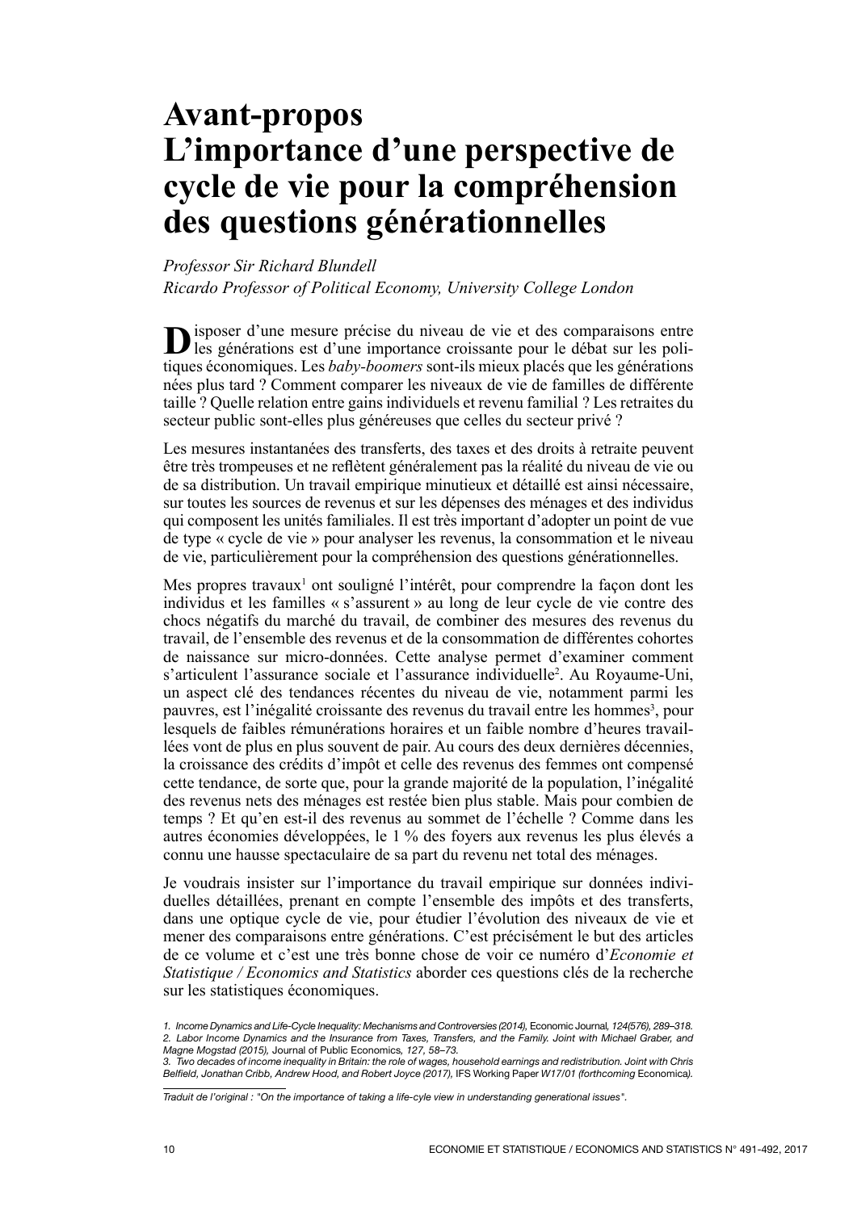# Avant-propos
# L'importance d'une perspective de cycle de vie pour la compréhension des questions générationnelles

*Professor Sir Richard Blundell*
*Ricardo Professor of Political Economy, University College London*

Disposer d'une mesure précise du niveau de vie et des comparaisons entre les générations est d'une importance croissante pour le débat sur les politiques économiques. Les *baby-boomers* sont-ils mieux placés que les générations nées plus tard ? Comment comparer les niveaux de vie de familles de différente taille ? Quelle relation entre gains individuels et revenu familial ? Les retraites du secteur public sont-elles plus généreuses que celles du secteur privé ?

Les mesures instantanées des transferts, des taxes et des droits à retraite peuvent être très trompeuses et ne reflètent généralement pas la réalité du niveau de vie ou de sa distribution. Un travail empirique minutieux et détaillé est ainsi nécessaire, sur toutes les sources de revenus et sur les dépenses des ménages et des individus qui composent les unités familiales. Il est très important d'adopter un point de vue de type « cycle de vie » pour analyser les revenus, la consommation et le niveau de vie, particulièrement pour la compréhension des questions générationnelles.

Mes propres travaux[1] ont souligné l'intérêt, pour comprendre la façon dont les individus et les familles « s'assurent » au long de leur cycle de vie contre des chocs négatifs du marché du travail, de combiner des mesures des revenus du travail, de l'ensemble des revenus et de la consommation de différentes cohortes de naissance sur micro-données. Cette analyse permet d'examiner comment s'articulent l'assurance sociale et l'assurance individuelle[2]. Au Royaume-Uni, un aspect clé des tendances récentes du niveau de vie, notamment parmi les pauvres, est l'inégalité croissante des revenus du travail entre les hommes[3], pour lesquels de faibles rémunérations horaires et un faible nombre d'heures travaillées vont de plus en plus souvent de pair. Au cours des deux dernières décennies, la croissance des crédits d'impôt et celle des revenus des femmes ont compensé cette tendance, de sorte que, pour la grande majorité de la population, l'inégalité des revenus nets des ménages est restée bien plus stable. Mais pour combien de temps ? Et qu'en est-il des revenus au sommet de l'échelle ? Comme dans les autres économies développées, le 1 % des foyers aux revenus les plus élevés a connu une hausse spectaculaire de sa part du revenu net total des ménages.

Je voudrais insister sur l'importance du travail empirique sur données individuelles détaillées, prenant en compte l'ensemble des impôts et des transferts, dans une optique cycle de vie, pour étudier l'évolution des niveaux de vie et mener des comparaisons entre générations. C'est précisément le but des articles de ce volume et c'est une très bonne chose de voir ce numéro d'*Economie et Statistique / Economics and Statistics* aborder ces questions clés de la recherche sur les statistiques économiques.

1. *Income Dynamics and Life-Cycle Inequality: Mechanisms and Controversies (2014),* Economic Journal*, 124(576), 289–318.*
2. *Labor Income Dynamics and the Insurance from Taxes, Transfers, and the Family. Joint with Michael Graber, and Magne Mogstad (2015),* Journal of Public Economics*, 127, 58–73.*
3. *Two decades of income inequality in Britain: the role of wages, household earnings and redistribution. Joint with Chris Belfield, Jonathan Cribb, Andrew Hood, and Robert Joyce (2017),* IFS Working Paper *W17/01 (forthcoming* Economica*).*

*Traduit de l'original : "On the importance of taking a life-cyle view in understanding generational issues".*